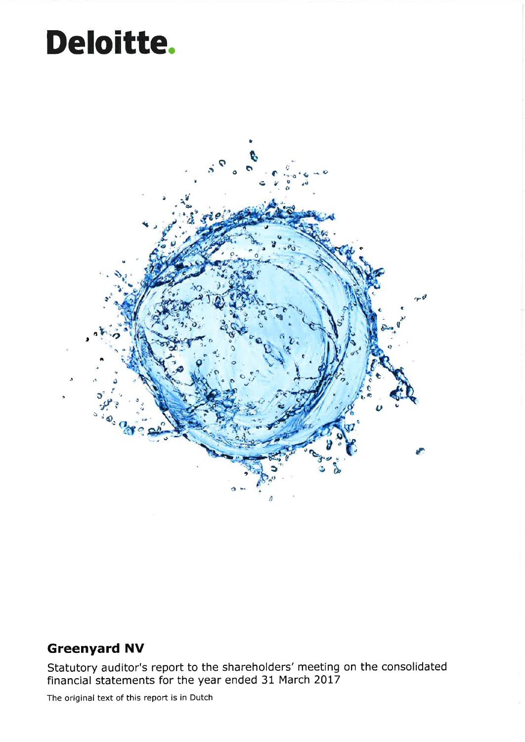# Deloitte.

## Greenyard NV

Statutory auditor's report to the shareholders' meeting on the consolidated financial statements for the year ended 31 March 2017

The original text of this report is in Dutch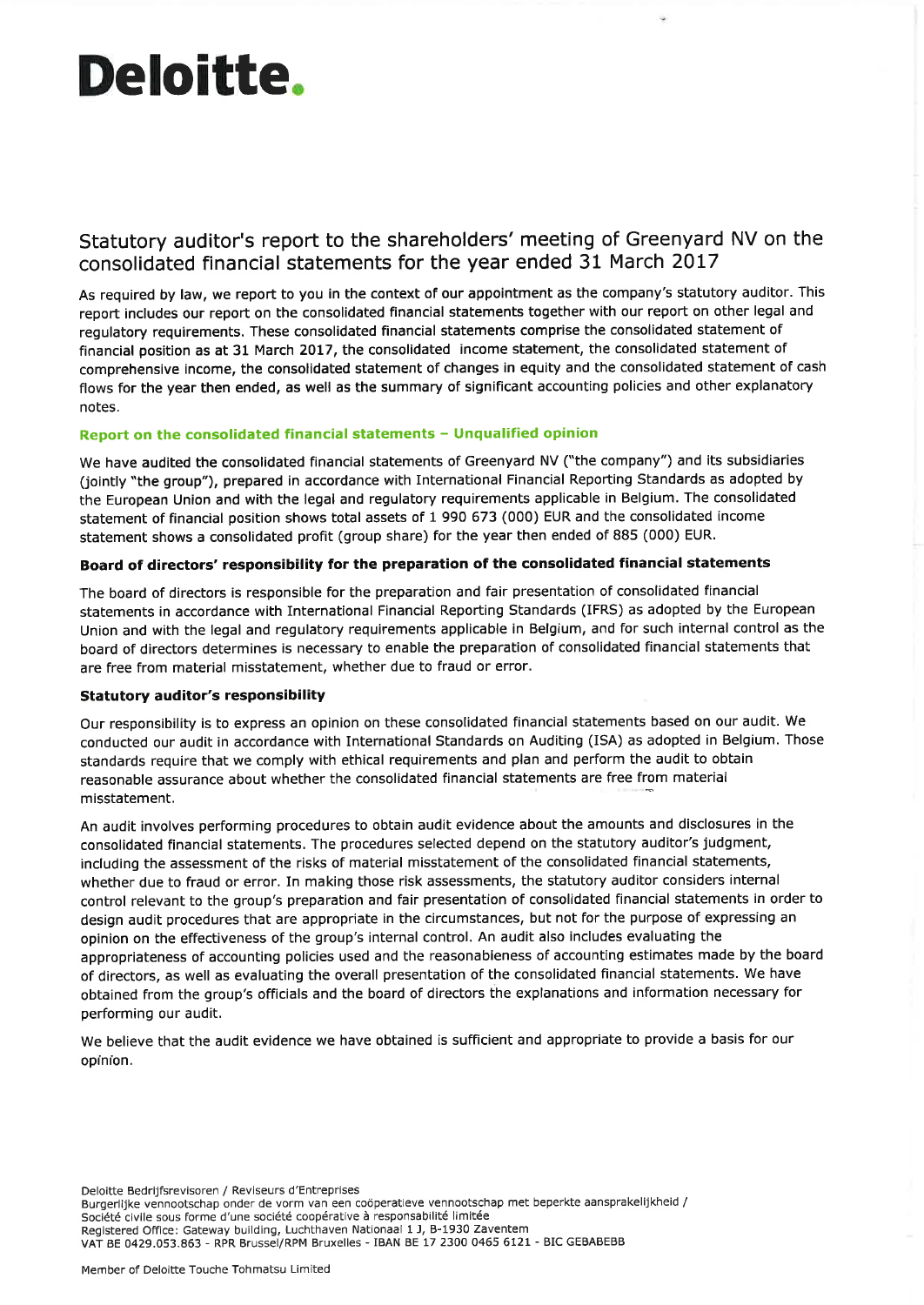# Deloitte.

## Statutory auditor's report to the shareholders' meeting of Greenyard NV on the consolidated financial statements for the year ended 31 March 2017

As required by law, we report to you in the context of our appointment as the company's statutory auditor. This report includes our report on the consolidated financial statements together with our report on other legal and regulatory requirements. These consolidated financial statements comprise the consolidated statement of financial position as at 31 March 2017, the consolidated income statement, the consolidated statement of comprehensive income, the consolidated statement of changes in equity and the consolidated statement of cash flows for the year then ended, as well as the summary of significant accounting policies and other explanatory notes.

### Report on the consolidated financial statements – Unqualified opinion

We have audited the consolidated financial statements of Greenyard NV ("the company") and its subsidiaries (jointly "the group"), prepared in accordance with International Financial Reporting Standards as adopted by the European Union and with the legal and regulatory requirements applicable in Belgium. The consolidated statement of financial position shows total assets of 1 990 673 (000) EUR and the consolidated income statement shows a consolidated profit (group share) for the year then ended of 885 (000) EUR.

### Board of directors' responsibility for the preparation of the consolidated financial statements

The board of directors is responsible for the preparation and fair presentation of consolidated financial statements in accordance with International Financial Reporting Standards (IFRS) as adopted by the European Union and with the legal and regulatory requirements applicable in Belgium, and for such internal control as the board of directors determines is necessary to enable the preparation of consolidated financial statements that are free from material misstatement, whether due to fraud or error.

### Statutory auditor's responsibility

Our responsibility is to express an opinion on these consolidated financial statements based on our audit. We conducted our audit in accordance with International Standards on Auditing (ISA) as adopted in Belgium. Those standards require that we comply with ethical requirements and plan and perform the audit to obtain reasonable assurance about whether the consolidated financial statements are free from material misstatement.

An audit involves performing procedures to obtain audit evidence about the amounts and disclosures in the consolidated financial statements. The procedures selected depend on the statutory auditor's judgment, including the assessment of the risks of material misstatement of the consolidated financial statements, whether due to fraud or error. In making those risk assessments, the statutory auditor considers internal control relevant to the group's preparation and fair presentation of consolidated financial statements in order to design audit procedures that are appropriate in the circumstances, but not for the purpose of expressing an opinion on the effectiveness of the group's internal control. An audit also includes evaluating the appropriateness of accounting policies used and the reasonableness of accounting estimates made by the board of directors, as well as evaluating the overall presentation of the consolidated financial statements. We have obtained from the group's officials and the board of directors the explanations and information necessary for performing our audit.

We believe that the audit evidence we have obtained is sufficient and appropriate to provide a basis for our opinion.

Deloitte Bedrijfsrevisoren / Reviseurs d'Entreprises
Burgerlijke vennootschap onder de vorm van een coöperatieve vennootschap met beperkte aansprakelijkheid / Société civile sous forme d'une société coopérative à responsabilité limitée
Registered Office: Gateway building, Luchthaven Nationaal 1 J, B-1930 Zaventem
VAT BE 0429.053.863 - RPR Brussel/RPM Bruxelles - IBAN BE 17 2300 0465 6121 - BIC GEBABEBB

Member of Deloitte Touche Tohmatsu Limited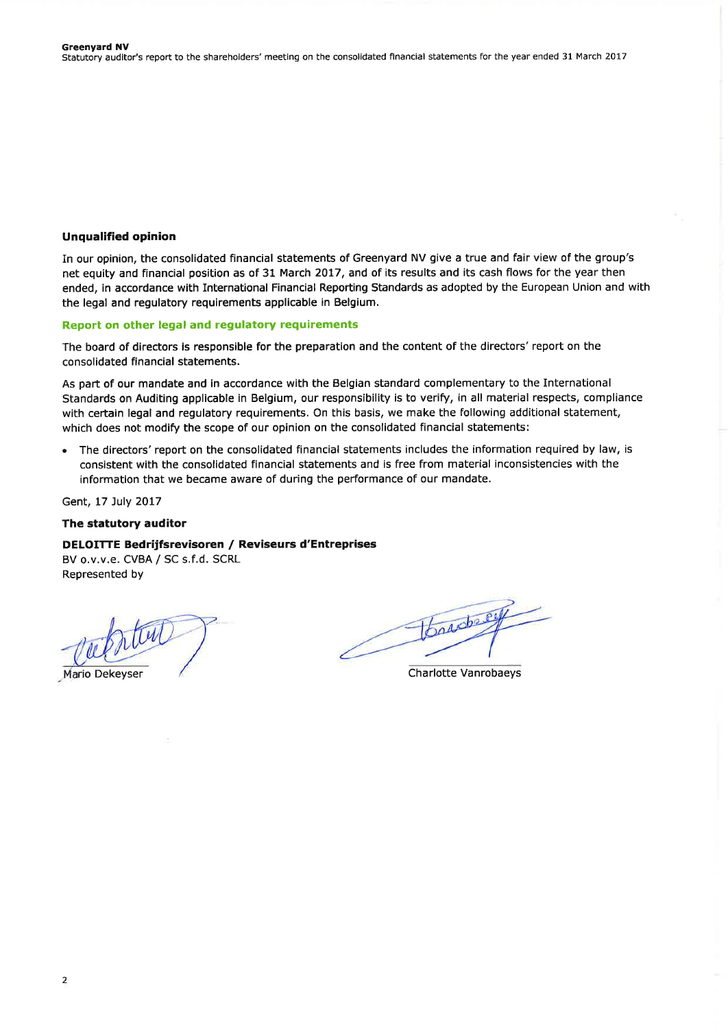**Unqualified opinion**

In our opinion, the consolidated financial statements of Greenyard NV give a true and fair view of the group's net equity and financial position as of 31 March 2017, and of its results and its cash flows for the year then ended, in accordance with International Financial Reporting Standards as adopted by the European Union and with the legal and regulatory requirements applicable in Belgium.

## Report on other legal and regulatory requirements

The board of directors is responsible for the preparation and the content of the directors' report on the consolidated financial statements.

As part of our mandate and in accordance with the Belgian standard complementary to the International Standards on Auditing applicable in Belgium, our responsibility is to verify, in all material respects, compliance with certain legal and regulatory requirements. On this basis, we make the following additional statement, which does not modify the scope of our opinion on the consolidated financial statements:

- The directors' report on the consolidated financial statements includes the information required by law, is consistent with the consolidated financial statements and is free from material inconsistencies with the information that we became aware of during the performance of our mandate.

Gent, 17 July 2017

**The statutory auditor**

**DELOITTE Bedrijfsrevisoren / Reviseurs d'Entreprises**
BV o.v.v.e. CVBA / SC s.f.d. SCRL
Represented by

Mario Dekeyser

Charlotte Vanrobaeys